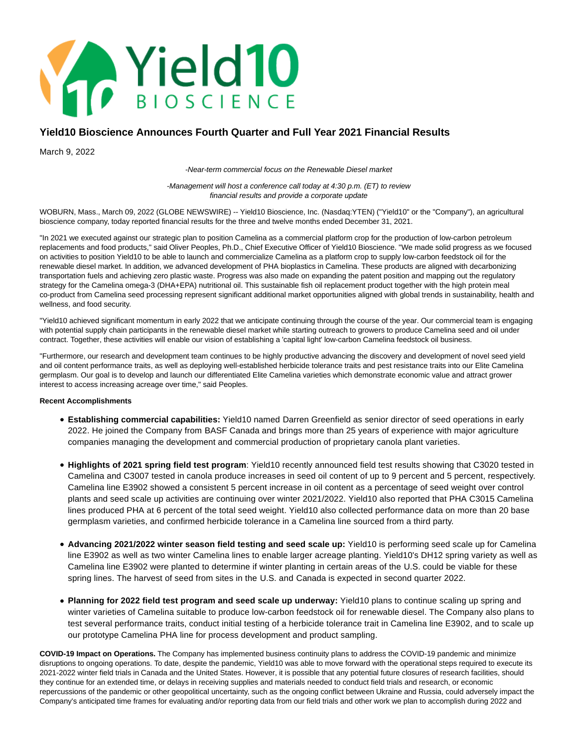# Yield10 Bioscience Announces Fourth Quarter and Full Year 2021 Financial Results

March 9, 2022

*-Near-term commercial focus on the Renewable Diesel market*

*-Management will host a conference call today at 4:30 p.m. (ET) to review financial results and provide a corporate update*

WOBURN, Mass., March 09, 2022 (GLOBE NEWSWIRE) -- Yield10 Bioscience, Inc. (Nasdaq:YTEN) ("Yield10" or the "Company"), an agricultural bioscience company, today reported financial results for the three and twelve months ended December 31, 2021.

"In 2021 we executed against our strategic plan to position Camelina as a commercial platform crop for the production of low-carbon petroleum replacements and food products," said Oliver Peoples, Ph.D., Chief Executive Officer of Yield10 Bioscience. "We made solid progress as we focused on activities to position Yield10 to be able to launch and commercialize Camelina as a platform crop to supply low-carbon feedstock oil for the renewable diesel market. In addition, we advanced development of PHA bioplastics in Camelina. These products are aligned with decarbonizing transportation fuels and achieving zero plastic waste. Progress was also made on expanding the patent position and mapping out the regulatory strategy for the Camelina omega-3 (DHA+EPA) nutritional oil. This sustainable fish oil replacement product together with the high protein meal co-product from Camelina seed processing represent significant additional market opportunities aligned with global trends in sustainability, health and wellness, and food security.

"Yield10 achieved significant momentum in early 2022 that we anticipate continuing through the course of the year. Our commercial team is engaging with potential supply chain participants in the renewable diesel market while starting outreach to growers to produce Camelina seed and oil under contract. Together, these activities will enable our vision of establishing a 'capital light' low-carbon Camelina feedstock oil business.

"Furthermore, our research and development team continues to be highly productive advancing the discovery and development of novel seed yield and oil content performance traits, as well as deploying well-established herbicide tolerance traits and pest resistance traits into our Elite Camelina germplasm. Our goal is to develop and launch our differentiated Elite Camelina varieties which demonstrate economic value and attract grower interest to access increasing acreage over time," said Peoples.

**Recent Accomplishments**

- **Establishing commercial capabilities:** Yield10 named Darren Greenfield as senior director of seed operations in early 2022. He joined the Company from BASF Canada and brings more than 25 years of experience with major agriculture companies managing the development and commercial production of proprietary canola plant varieties.
- **Highlights of 2021 spring field test program**: Yield10 recently announced field test results showing that C3020 tested in Camelina and C3007 tested in canola produce increases in seed oil content of up to 9 percent and 5 percent, respectively. Camelina line E3902 showed a consistent 5 percent increase in oil content as a percentage of seed weight over control plants and seed scale up activities are continuing over winter 2021/2022. Yield10 also reported that PHA C3015 Camelina lines produced PHA at 6 percent of the total seed weight. Yield10 also collected performance data on more than 20 base germplasm varieties, and confirmed herbicide tolerance in a Camelina line sourced from a third party.
- **Advancing 2021/2022 winter season field testing and seed scale up:** Yield10 is performing seed scale up for Camelina line E3902 as well as two winter Camelina lines to enable larger acreage planting. Yield10's DH12 spring variety as well as Camelina line E3902 were planted to determine if winter planting in certain areas of the U.S. could be viable for these spring lines. The harvest of seed from sites in the U.S. and Canada is expected in second quarter 2022.
- **Planning for 2022 field test program and seed scale up underway:** Yield10 plans to continue scaling up spring and winter varieties of Camelina suitable to produce low-carbon feedstock oil for renewable diesel. The Company also plans to test several performance traits, conduct initial testing of a herbicide tolerance trait in Camelina line E3902, and to scale up our prototype Camelina PHA line for process development and product sampling.

**COVID-19 Impact on Operations.** The Company has implemented business continuity plans to address the COVID-19 pandemic and minimize disruptions to ongoing operations. To date, despite the pandemic, Yield10 was able to move forward with the operational steps required to execute its 2021-2022 winter field trials in Canada and the United States. However, it is possible that any potential future closures of research facilities, should they continue for an extended time, or delays in receiving supplies and materials needed to conduct field trials and research, or economic repercussions of the pandemic or other geopolitical uncertainty, such as the ongoing conflict between Ukraine and Russia, could adversely impact the Company's anticipated time frames for evaluating and/or reporting data from our field trials and other work we plan to accomplish during 2022 and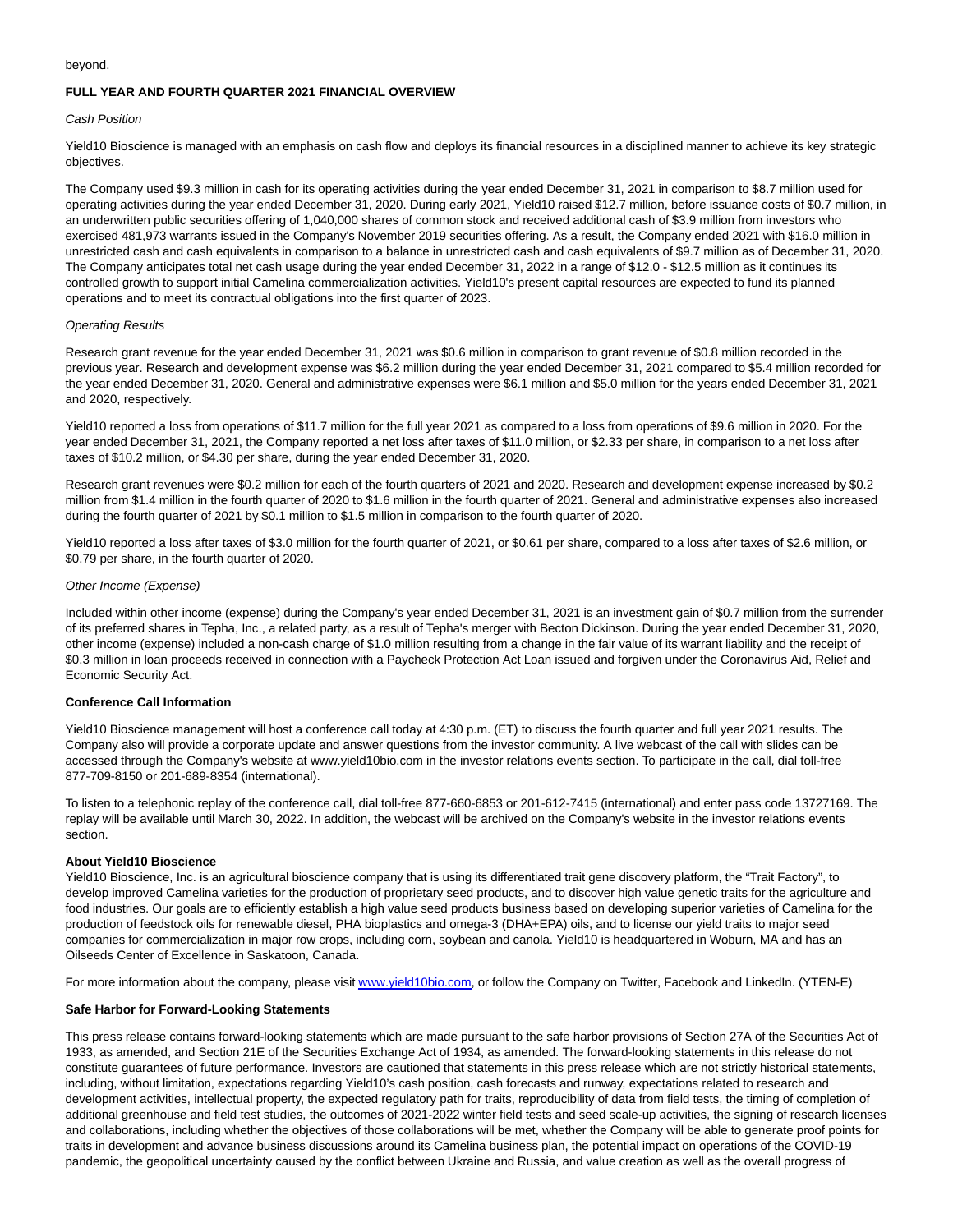beyond.

**FULL YEAR AND FOURTH QUARTER 2021 FINANCIAL OVERVIEW**

*Cash Position*

Yield10 Bioscience is managed with an emphasis on cash flow and deploys its financial resources in a disciplined manner to achieve its key strategic objectives.

The Company used $9.3 million in cash for its operating activities during the year ended December 31, 2021 in comparison to $8.7 million used for operating activities during the year ended December 31, 2020. During early 2021, Yield10 raised $12.7 million, before issuance costs of $0.7 million, in an underwritten public securities offering of 1,040,000 shares of common stock and received additional cash of $3.9 million from investors who exercised 481,973 warrants issued in the Company's November 2019 securities offering. As a result, the Company ended 2021 with $16.0 million in unrestricted cash and cash equivalents in comparison to a balance in unrestricted cash and cash equivalents of $9.7 million as of December 31, 2020. The Company anticipates total net cash usage during the year ended December 31, 2022 in a range of $12.0 - $12.5 million as it continues its controlled growth to support initial Camelina commercialization activities. Yield10's present capital resources are expected to fund its planned operations and to meet its contractual obligations into the first quarter of 2023.

*Operating Results*

Research grant revenue for the year ended December 31, 2021 was $0.6 million in comparison to grant revenue of $0.8 million recorded in the previous year. Research and development expense was $6.2 million during the year ended December 31, 2021 compared to $5.4 million recorded for the year ended December 31, 2020. General and administrative expenses were $6.1 million and $5.0 million for the years ended December 31, 2021 and 2020, respectively.

Yield10 reported a loss from operations of $11.7 million for the full year 2021 as compared to a loss from operations of $9.6 million in 2020. For the year ended December 31, 2021, the Company reported a net loss after taxes of $11.0 million, or $2.33 per share, in comparison to a net loss after taxes of $10.2 million, or $4.30 per share, during the year ended December 31, 2020.

Research grant revenues were $0.2 million for each of the fourth quarters of 2021 and 2020. Research and development expense increased by $0.2 million from $1.4 million in the fourth quarter of 2020 to $1.6 million in the fourth quarter of 2021. General and administrative expenses also increased during the fourth quarter of 2021 by $0.1 million to $1.5 million in comparison to the fourth quarter of 2020.

Yield10 reported a loss after taxes of $3.0 million for the fourth quarter of 2021, or $0.61 per share, compared to a loss after taxes of $2.6 million, or $0.79 per share, in the fourth quarter of 2020.

*Other Income (Expense)*

Included within other income (expense) during the Company's year ended December 31, 2021 is an investment gain of $0.7 million from the surrender of its preferred shares in Tepha, Inc., a related party, as a result of Tepha's merger with Becton Dickinson. During the year ended December 31, 2020, other income (expense) included a non-cash charge of $1.0 million resulting from a change in the fair value of its warrant liability and the receipt of $0.3 million in loan proceeds received in connection with a Paycheck Protection Act Loan issued and forgiven under the Coronavirus Aid, Relief and Economic Security Act.

**Conference Call Information**

Yield10 Bioscience management will host a conference call today at 4:30 p.m. (ET) to discuss the fourth quarter and full year 2021 results. The Company also will provide a corporate update and answer questions from the investor community. A live webcast of the call with slides can be accessed through the Company's website at www.yield10bio.com in the investor relations events section. To participate in the call, dial toll-free 877-709-8150 or 201-689-8354 (international).

To listen to a telephonic replay of the conference call, dial toll-free 877-660-6853 or 201-612-7415 (international) and enter pass code 13727169. The replay will be available until March 30, 2022. In addition, the webcast will be archived on the Company's website in the investor relations events section.

**About Yield10 Bioscience**

Yield10 Bioscience, Inc. is an agricultural bioscience company that is using its differentiated trait gene discovery platform, the "Trait Factory", to develop improved Camelina varieties for the production of proprietary seed products, and to discover high value genetic traits for the agriculture and food industries. Our goals are to efficiently establish a high value seed products business based on developing superior varieties of Camelina for the production of feedstock oils for renewable diesel, PHA bioplastics and omega-3 (DHA+EPA) oils, and to license our yield traits to major seed companies for commercialization in major row crops, including corn, soybean and canola. Yield10 is headquartered in Woburn, MA and has an Oilseeds Center of Excellence in Saskatoon, Canada.

For more information about the company, please visit [www.yield10bio.com](www.yield10bio.com), or follow the Company on Twitter, Facebook and LinkedIn. (YTEN-E)

**Safe Harbor for Forward-Looking Statements**

This press release contains forward-looking statements which are made pursuant to the safe harbor provisions of Section 27A of the Securities Act of 1933, as amended, and Section 21E of the Securities Exchange Act of 1934, as amended. The forward-looking statements in this release do not constitute guarantees of future performance. Investors are cautioned that statements in this press release which are not strictly historical statements, including, without limitation, expectations regarding Yield10's cash position, cash forecasts and runway, expectations related to research and development activities, intellectual property, the expected regulatory path for traits, reproducibility of data from field tests, the timing of completion of additional greenhouse and field test studies, the outcomes of 2021-2022 winter field tests and seed scale-up activities, the signing of research licenses and collaborations, including whether the objectives of those collaborations will be met, whether the Company will be able to generate proof points for traits in development and advance business discussions around its Camelina business plan, the potential impact on operations of the COVID-19 pandemic, the geopolitical uncertainty caused by the conflict between Ukraine and Russia, and value creation as well as the overall progress of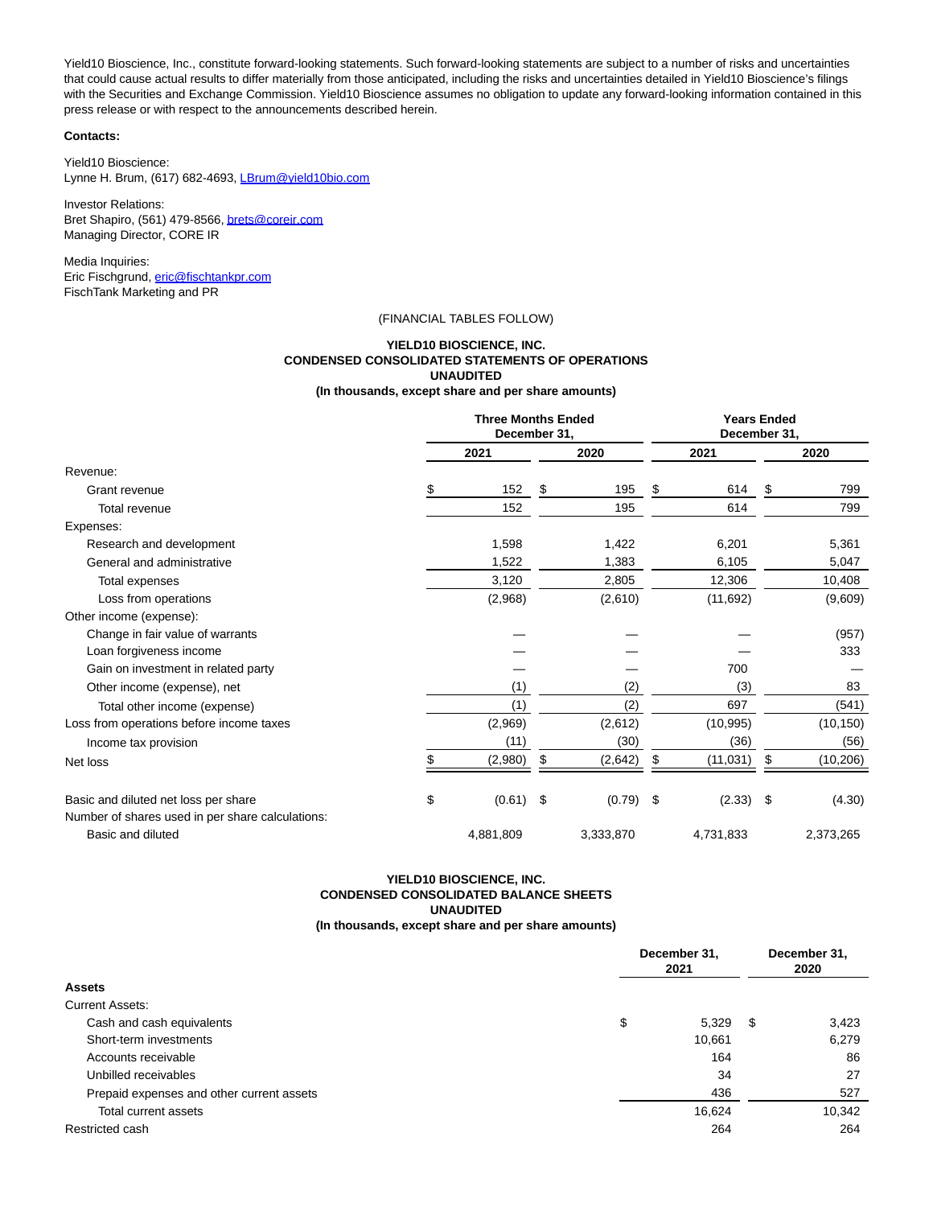Yield10 Bioscience, Inc., constitute forward-looking statements. Such forward-looking statements are subject to a number of risks and uncertainties that could cause actual results to differ materially from those anticipated, including the risks and uncertainties detailed in Yield10 Bioscience's filings with the Securities and Exchange Commission. Yield10 Bioscience assumes no obligation to update any forward-looking information contained in this press release or with respect to the announcements described herein.

**Contacts:**

Yield10 Bioscience:
Lynne H. Brum, (617) 682-4693, LBrum@yield10bio.com

Investor Relations:
Bret Shapiro, (561) 479-8566, brets@coreir.com
Managing Director, CORE IR

Media Inquiries:
Eric Fischgrund, eric@fischtankpr.com
FischTank Marketing and PR

(FINANCIAL TABLES FOLLOW)

**YIELD10 BIOSCIENCE, INC.**
**CONDENSED CONSOLIDATED STATEMENTS OF OPERATIONS**
**UNAUDITED**
**(In thousands, except share and per share amounts)**

| | Three Months Ended December 31, | | Years Ended December 31, | |
|---|---|---|---|---|
| | 2021 | 2020 | 2021 | 2020 |
| Revenue: | | | | |
| Grant revenue | $ 152 | $ 195 | $ 614 | $ 799 |
| Total revenue | 152 | 195 | 614 | 799 |
| Expenses: | | | | |
| Research and development | 1,598 | 1,422 | 6,201 | 5,361 |
| General and administrative | 1,522 | 1,383 | 6,105 | 5,047 |
| Total expenses | 3,120 | 2,805 | 12,306 | 10,408 |
| Loss from operations | (2,968) | (2,610) | (11,692) | (9,609) |
| Other income (expense): | | | | |
| Change in fair value of warrants | — | — | — | (957) |
| Loan forgiveness income | — | — | — | 333 |
| Gain on investment in related party | — | — | 700 | — |
| Other income (expense), net | (1) | (2) | (3) | 83 |
| Total other income (expense) | (1) | (2) | 697 | (541) |
| Loss from operations before income taxes | (2,969) | (2,612) | (10,995) | (10,150) |
| Income tax provision | (11) | (30) | (36) | (56) |
| Net loss | $ (2,980) | $ (2,642) | $ (11,031) | $ (10,206) |
| Basic and diluted net loss per share | $ (0.61) | $ (0.79) | $ (2.33) | $ (4.30) |
| Number of shares used in per share calculations: | | | | |
| Basic and diluted | 4,881,809 | 3,333,870 | 4,731,833 | 2,373,265 |

**YIELD10 BIOSCIENCE, INC.**
**CONDENSED CONSOLIDATED BALANCE SHEETS**
**UNAUDITED**
**(In thousands, except share and per share amounts)**

| | December 31, 2021 | December 31, 2020 |
|---|---|---|
| **Assets** | | |
| Current Assets: | | |
| Cash and cash equivalents | $ 5,329 | $ 3,423 |
| Short-term investments | 10,661 | 6,279 |
| Accounts receivable | 164 | 86 |
| Unbilled receivables | 34 | 27 |
| Prepaid expenses and other current assets | 436 | 527 |
| Total current assets | 16,624 | 10,342 |
| Restricted cash | 264 | 264 |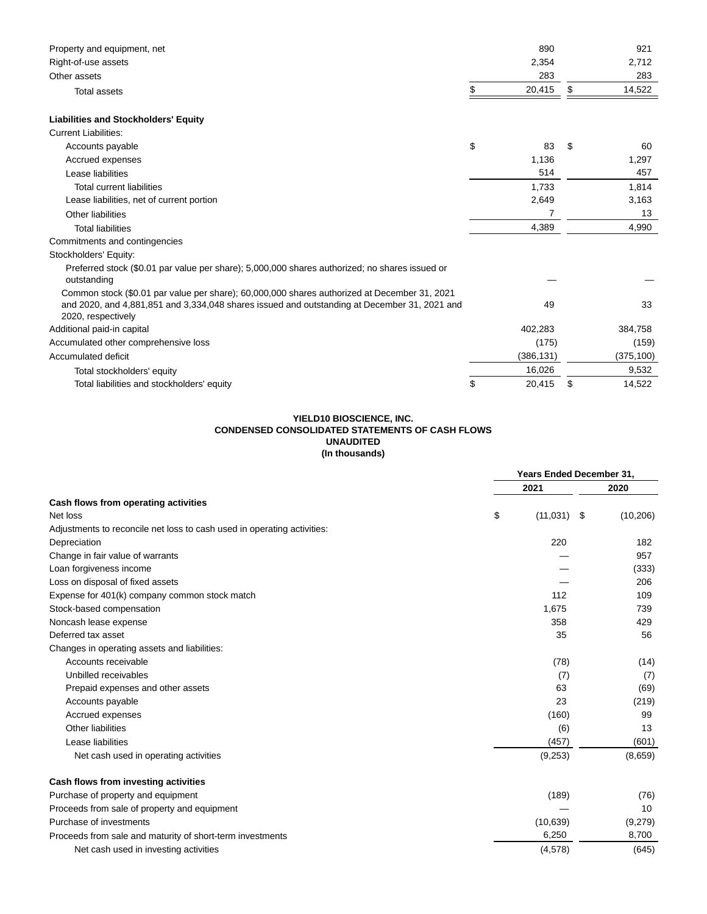| | 2021 | 2020 |
|---|---|---|
| Property and equipment, net | 890 | 921 |
| Right-of-use assets | 2,354 | 2,712 |
| Other assets | 283 | 283 |
| Total assets | $ 20,415 | $ 14,522 |
| **Liabilities and Stockholders' Equity** | | |
| Current Liabilities: | | |
| Accounts payable | $ 83 | $ 60 |
| Accrued expenses | 1,136 | 1,297 |
| Lease liabilities | 514 | 457 |
| Total current liabilities | 1,733 | 1,814 |
| Lease liabilities, net of current portion | 2,649 | 3,163 |
| Other liabilities | 7 | 13 |
| Total liabilities | 4,389 | 4,990 |
| Commitments and contingencies | | |
| Stockholders' Equity: | | |
| Preferred stock ($0.01 par value per share); 5,000,000 shares authorized; no shares issued or outstanding | — | — |
| Common stock ($0.01 par value per share); 60,000,000 shares authorized at December 31, 2021 and 2020, and 4,881,851 and 3,334,048 shares issued and outstanding at December 31, 2021 and 2020, respectively | 49 | 33 |
| Additional paid-in capital | 402,283 | 384,758 |
| Accumulated other comprehensive loss | (175) | (159) |
| Accumulated deficit | (386,131) | (375,100) |
| Total stockholders' equity | 16,026 | 9,532 |
| Total liabilities and stockholders' equity | $ 20,415 | $ 14,522 |

**YIELD10 BIOSCIENCE, INC.**
**CONDENSED CONSOLIDATED STATEMENTS OF CASH FLOWS**
**UNAUDITED**
**(In thousands)**

| | Years Ended December 31, | |
|---|---|---|
| | 2021 | 2020 |
| **Cash flows from operating activities** | | |
| Net loss | $ (11,031) | $ (10,206) |
| Adjustments to reconcile net loss to cash used in operating activities: | | |
| Depreciation | 220 | 182 |
| Change in fair value of warrants | — | 957 |
| Loan forgiveness income | — | (333) |
| Loss on disposal of fixed assets | — | 206 |
| Expense for 401(k) company common stock match | 112 | 109 |
| Stock-based compensation | 1,675 | 739 |
| Noncash lease expense | 358 | 429 |
| Deferred tax asset | 35 | 56 |
| Changes in operating assets and liabilities: | | |
| Accounts receivable | (78) | (14) |
| Unbilled receivables | (7) | (7) |
| Prepaid expenses and other assets | 63 | (69) |
| Accounts payable | 23 | (219) |
| Accrued expenses | (160) | 99 |
| Other liabilities | (6) | 13 |
| Lease liabilities | (457) | (601) |
| Net cash used in operating activities | (9,253) | (8,659) |
| **Cash flows from investing activities** | | |
| Purchase of property and equipment | (189) | (76) |
| Proceeds from sale of property and equipment | — | 10 |
| Purchase of investments | (10,639) | (9,279) |
| Proceeds from sale and maturity of short-term investments | 6,250 | 8,700 |
| Net cash used in investing activities | (4,578) | (645) |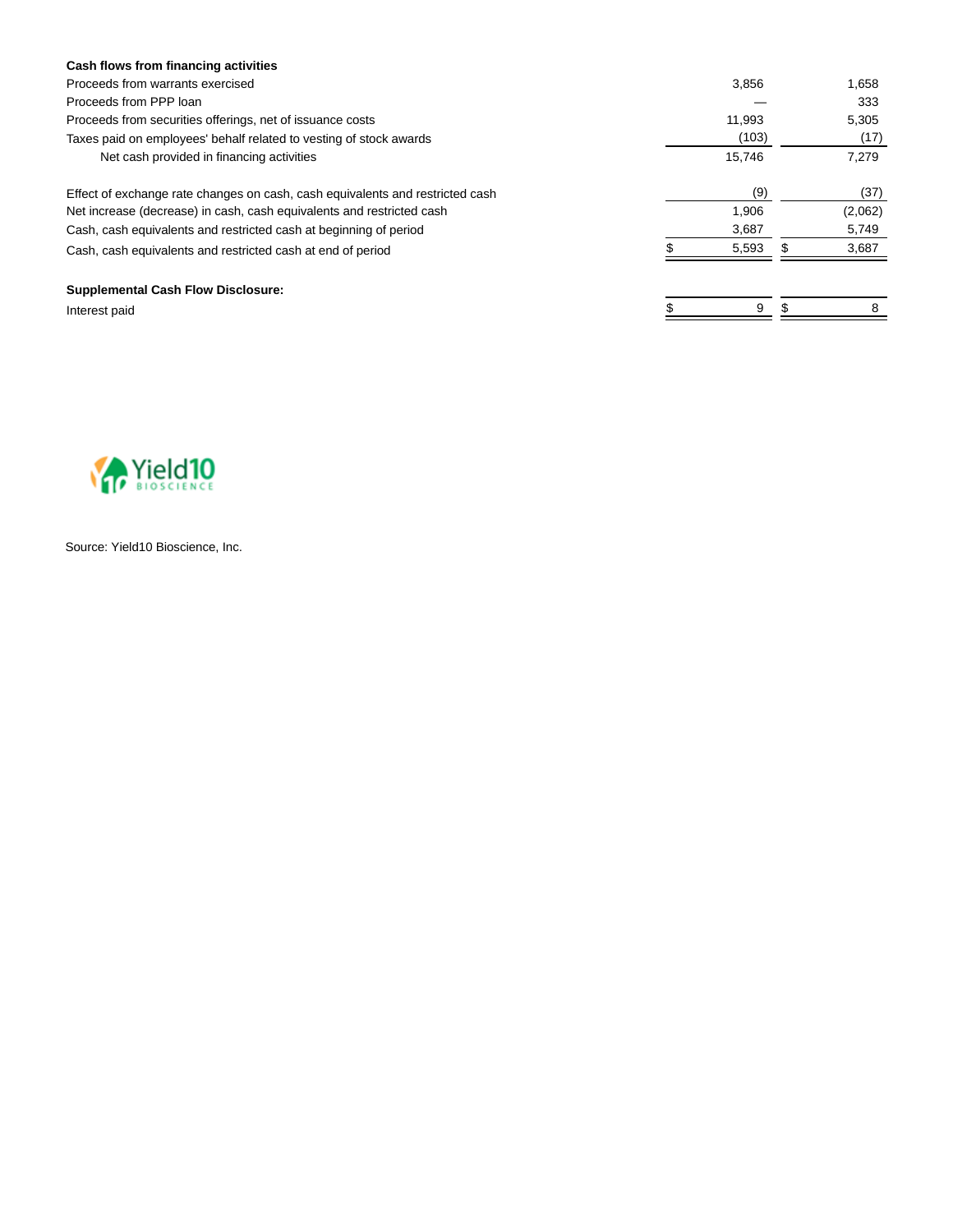| | | |
|---|---|---|
| **Cash flows from financing activities** | | |
| Proceeds from warrants exercised | 3,856 | 1,658 |
| Proceeds from PPP loan | — | 333 |
| Proceeds from securities offerings, net of issuance costs | 11,993 | 5,305 |
| Taxes paid on employees' behalf related to vesting of stock awards | (103) | (17) |
| Net cash provided in financing activities | 15,746 | 7,279 |
| | | |
| Effect of exchange rate changes on cash, cash equivalents and restricted cash | (9) | (37) |
| Net increase (decrease) in cash, cash equivalents and restricted cash | 1,906 | (2,062) |
| Cash, cash equivalents and restricted cash at beginning of period | 3,687 | 5,749 |
| Cash, cash equivalents and restricted cash at end of period | $ 5,593 | $ 3,687 |
| | | |
| **Supplemental Cash Flow Disclosure:** | | |
| Interest paid | $ 9 | $ 8 |

Yield10 BIOSCIENCE

Source: Yield10 Bioscience, Inc.